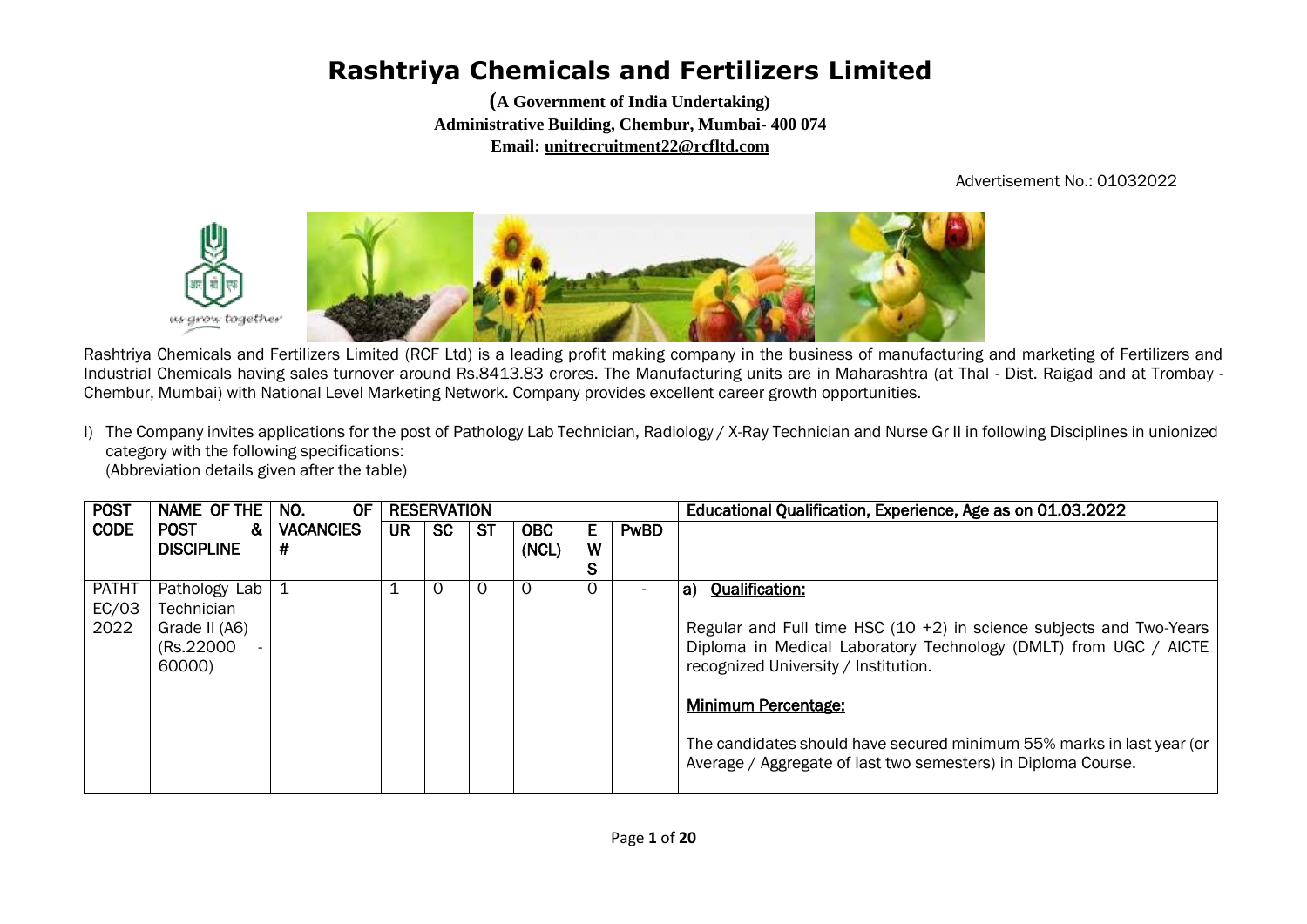# Rashtriya Chemicals and Fertilizers Limited

**(A Government of India Undertaking)**
**Administrative Building, Chembur, Mumbai- 400 074**
**Email: unitrecruitment22@rcfltd.com**

Advertisement No.: 01032022

us grow together

Rashtriya Chemicals and Fertilizers Limited (RCF Ltd) is a leading profit making company in the business of manufacturing and marketing of Fertilizers and Industrial Chemicals having sales turnover around Rs.8413.83 crores. The Manufacturing units are in Maharashtra (at Thal - Dist. Raigad and at Trombay - Chembur, Mumbai) with National Level Marketing Network. Company provides excellent career growth opportunities.

I) The Company invites applications for the post of Pathology Lab Technician, Radiology / X-Ray Technician and Nurse Gr II in following Disciplines in unionized category with the following specifications:
(Abbreviation details given after the table)

| POST CODE | NAME OF THE POST & DISCIPLINE | NO. OF VACANCIES # | RESERVATION | | | | | | Educational Qualification, Experience, Age as on 01.03.2022 |
|---|---|---|---|---|---|---|---|---|---|
| | | | UR | SC | ST | OBC (NCL) | EWS | PwBD | |
| PATHTEC/032022 | Pathology Lab Technician Grade II (A6) (Rs.22000 - 60000) | 1 | 1 | 0 | 0 | 0 | 0 | - | a) **Qualification:**<br><br>Regular and Full time HSC (10 +2) in science subjects and Two-Years Diploma in Medical Laboratory Technology (DMLT) from UGC / AICTE recognized University / Institution.<br><br>**Minimum Percentage:**<br><br>The candidates should have secured minimum 55% marks in last year (or Average / Aggregate of last two semesters) in Diploma Course. |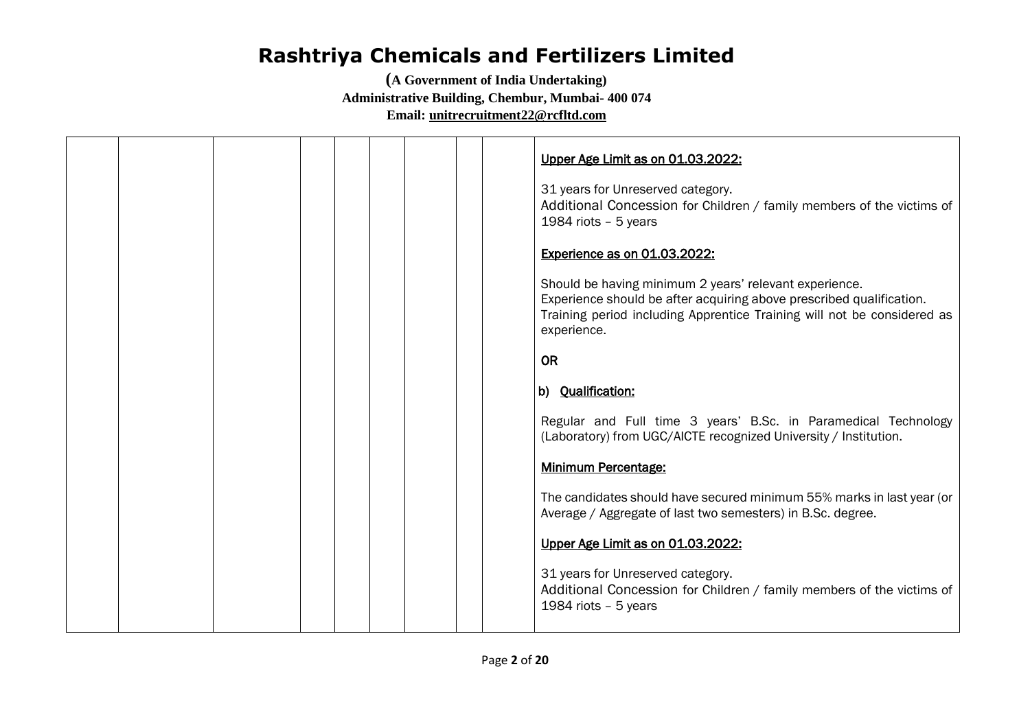| | | | | | | | | | |
|---|---|---|---|---|---|---|---|---|---|
| | | | | | | | | | **Upper Age Limit as on 01.03.2022:**<br><br>31 years for Unreserved category.<br>Additional Concession for Children / family members of the victims of 1984 riots – 5 years<br><br>**Experience as on 01.03.2022:**<br><br>Should be having minimum 2 years' relevant experience.<br>Experience should be after acquiring above prescribed qualification.<br>Training period including Apprentice Training will not be considered as experience.<br><br>**OR**<br><br>b) **Qualification:**<br><br>Regular and Full time 3 years' B.Sc. in Paramedical Technology (Laboratory) from UGC/AICTE recognized University / Institution.<br><br>**Minimum Percentage:**<br><br>The candidates should have secured minimum 55% marks in last year (or Average / Aggregate of last two semesters) in B.Sc. degree.<br><br>**Upper Age Limit as on 01.03.2022:**<br><br>31 years for Unreserved category.<br>Additional Concession for Children / family members of the victims of 1984 riots – 5 years |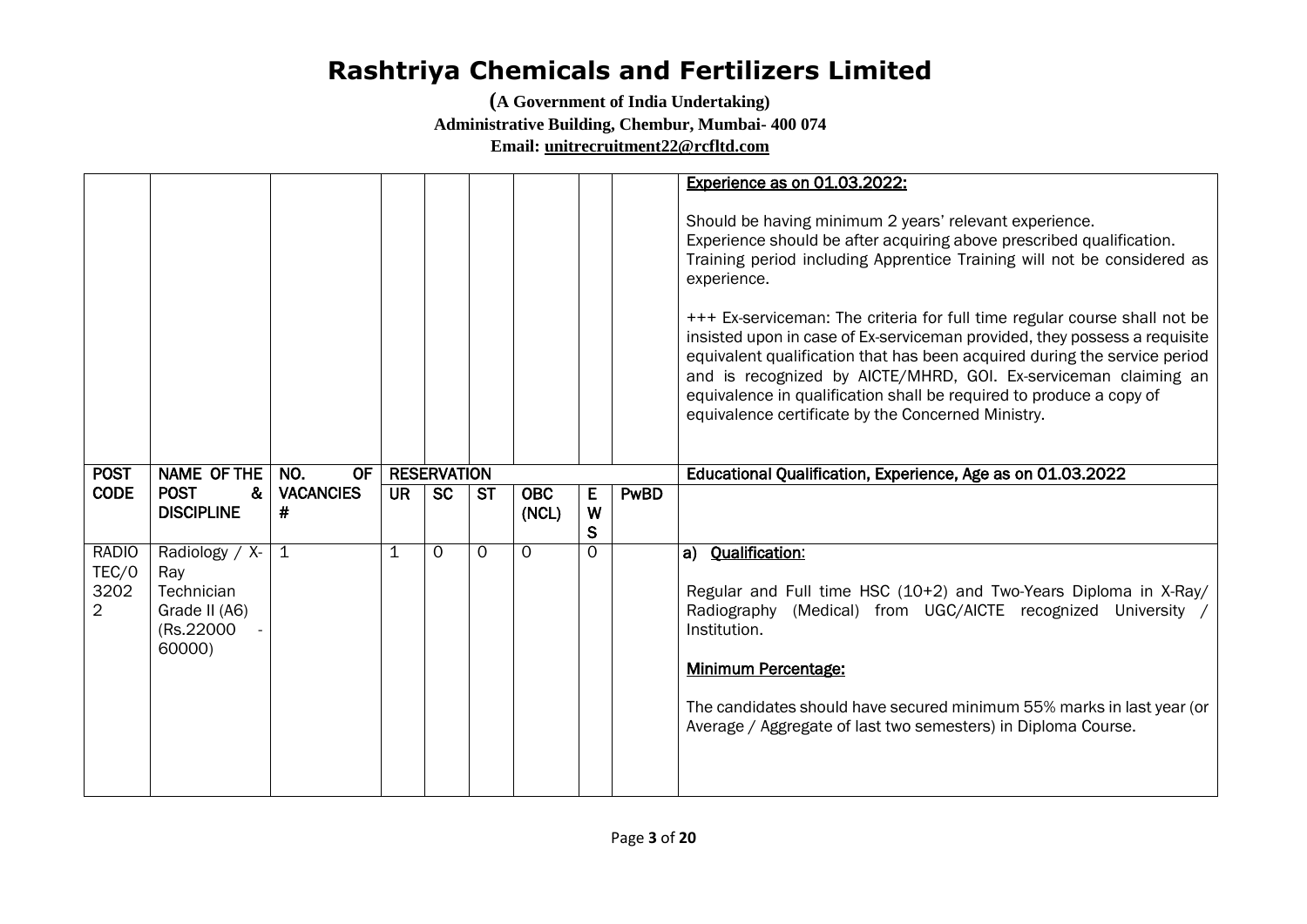# Rashtriya Chemicals and Fertilizers Limited

**(A Government of India Undertaking)**

**Administrative Building, Chembur, Mumbai- 400 074**

**Email: unitrecruitment22@rcfltd.com**

| POST CODE | NAME OF THE POST & DISCIPLINE | NO. OF VACANCIES # | RESERVATION | | | | | | Educational Qualification, Experience, Age as on 01.03.2022 |
|---|---|---|---|---|---|---|---|---|---|
| | | | UR | SC | ST | OBC (NCL) | EWS | PwBD | |
| | | | | | | | | | **Experience as on 01.03.2022:**<br><br>Should be having minimum 2 years' relevant experience.<br>Experience should be after acquiring above prescribed qualification.<br>Training period including Apprentice Training will not be considered as experience.<br><br>+++ Ex-serviceman: The criteria for full time regular course shall not be insisted upon in case of Ex-serviceman provided, they possess a requisite equivalent qualification that has been acquired during the service period and is recognized by AICTE/MHRD, GOI. Ex-serviceman claiming an equivalence in qualification shall be required to produce a copy of equivalence certificate by the Concerned Ministry. |
| RADIOTEC/03202 | Radiology / X-Ray Technician Grade II (A6) (Rs.22000 - 60000) | 1 | 1 | 0 | 0 | 0 | 0 | | a) **Qualification:**<br><br>Regular and Full time HSC (10+2) and Two-Years Diploma in X-Ray/ Radiography (Medical) from UGC/AICTE recognized University / Institution.<br><br>**Minimum Percentage:**<br><br>The candidates should have secured minimum 55% marks in last year (or Average / Aggregate of last two semesters) in Diploma Course. |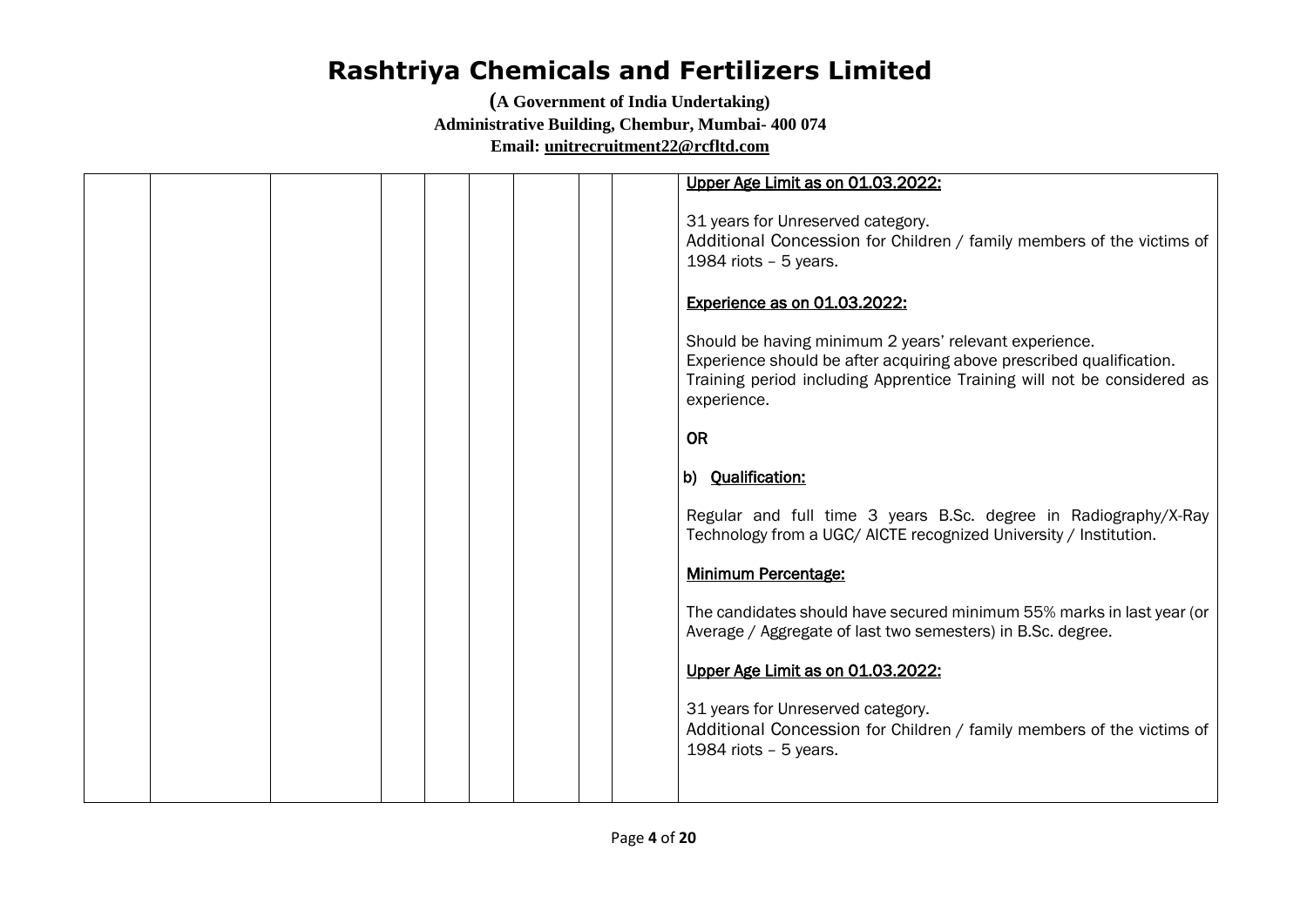# Rashtriya Chemicals and Fertilizers Limited

**(A Government of India Undertaking)**
**Administrative Building, Chembur, Mumbai- 400 074**
**Email: unitrecruitment22@rcfltd.com**

| | | | | | | | | | |
|---|---|---|---|---|---|---|---|---|---|
| | | | | | | | | | **Upper Age Limit as on 01.03.2022:**<br><br>31 years for Unreserved category.<br>Additional Concession for Children / family members of the victims of 1984 riots – 5 years.<br><br>**Experience as on 01.03.2022:**<br><br>Should be having minimum 2 years' relevant experience.<br>Experience should be after acquiring above prescribed qualification.<br>Training period including Apprentice Training will not be considered as experience.<br><br>**OR**<br><br>**b) Qualification:**<br><br>Regular and full time 3 years B.Sc. degree in Radiography/X-Ray Technology from a UGC/ AICTE recognized University / Institution.<br><br>**Minimum Percentage:**<br><br>The candidates should have secured minimum 55% marks in last year (or Average / Aggregate of last two semesters) in B.Sc. degree.<br><br>**Upper Age Limit as on 01.03.2022:**<br><br>31 years for Unreserved category.<br>Additional Concession for Children / family members of the victims of 1984 riots – 5 years. |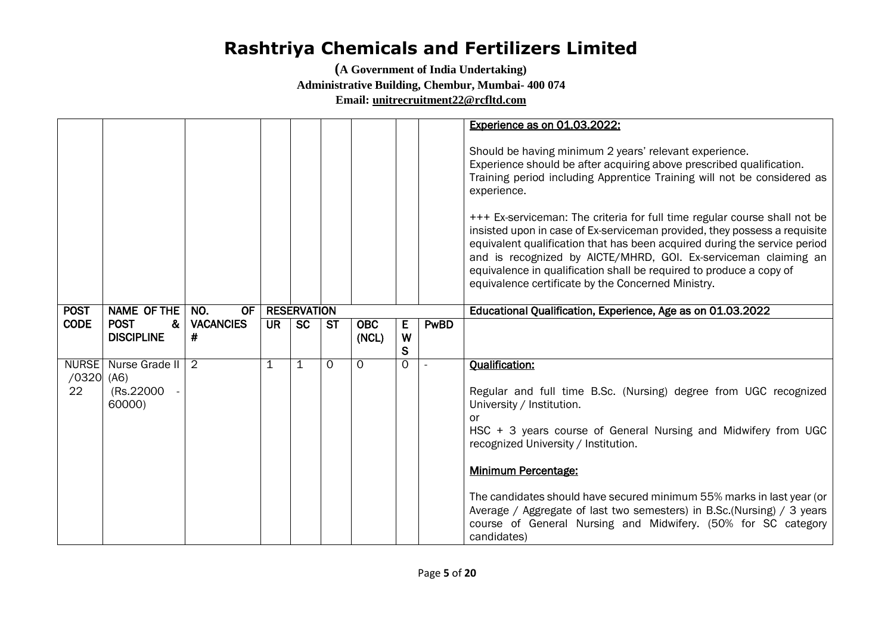# Rashtriya Chemicals and Fertilizers Limited

**(A Government of India Undertaking)**

**Administrative Building, Chembur, Mumbai- 400 074**

**Email: unitrecruitment22@rcfltd.com**

| | | | | | | | | | |
|---|---|---|---|---|---|---|---|---|---|
| | | | | | | | | | **Experience as on 01.03.2022:**<br><br>Should be having minimum 2 years' relevant experience.<br>Experience should be after acquiring above prescribed qualification.<br>Training period including Apprentice Training will not be considered as experience.<br><br>+++ Ex-serviceman: The criteria for full time regular course shall not be insisted upon in case of Ex-serviceman provided, they possess a requisite equivalent qualification that has been acquired during the service period and is recognized by AICTE/MHRD, GOI. Ex-serviceman claiming an equivalence in qualification shall be required to produce a copy of equivalence certificate by the Concerned Ministry. |
| **POST CODE** | **NAME OF THE POST & DISCIPLINE** | **NO. OF VACANCIES #** | **RESERVATION** | | | | | | **Educational Qualification, Experience, Age as on 01.03.2022** |
| | | | **UR** | **SC** | **ST** | **OBC (NCL)** | **EWS** | **PwBD** | |
| NURSE /032022 | Nurse Grade II (A6) (Rs.22000 - 60000) | 2 | 1 | 1 | 0 | 0 | 0 | - | **Qualification:**<br><br>Regular and full time B.Sc. (Nursing) degree from UGC recognized University / Institution.<br>or<br>HSC + 3 years course of General Nursing and Midwifery from UGC recognized University / Institution.<br><br>**Minimum Percentage:**<br><br>The candidates should have secured minimum 55% marks in last year (or Average / Aggregate of last two semesters) in B.Sc.(Nursing) / 3 years course of General Nursing and Midwifery. (50% for SC category candidates) |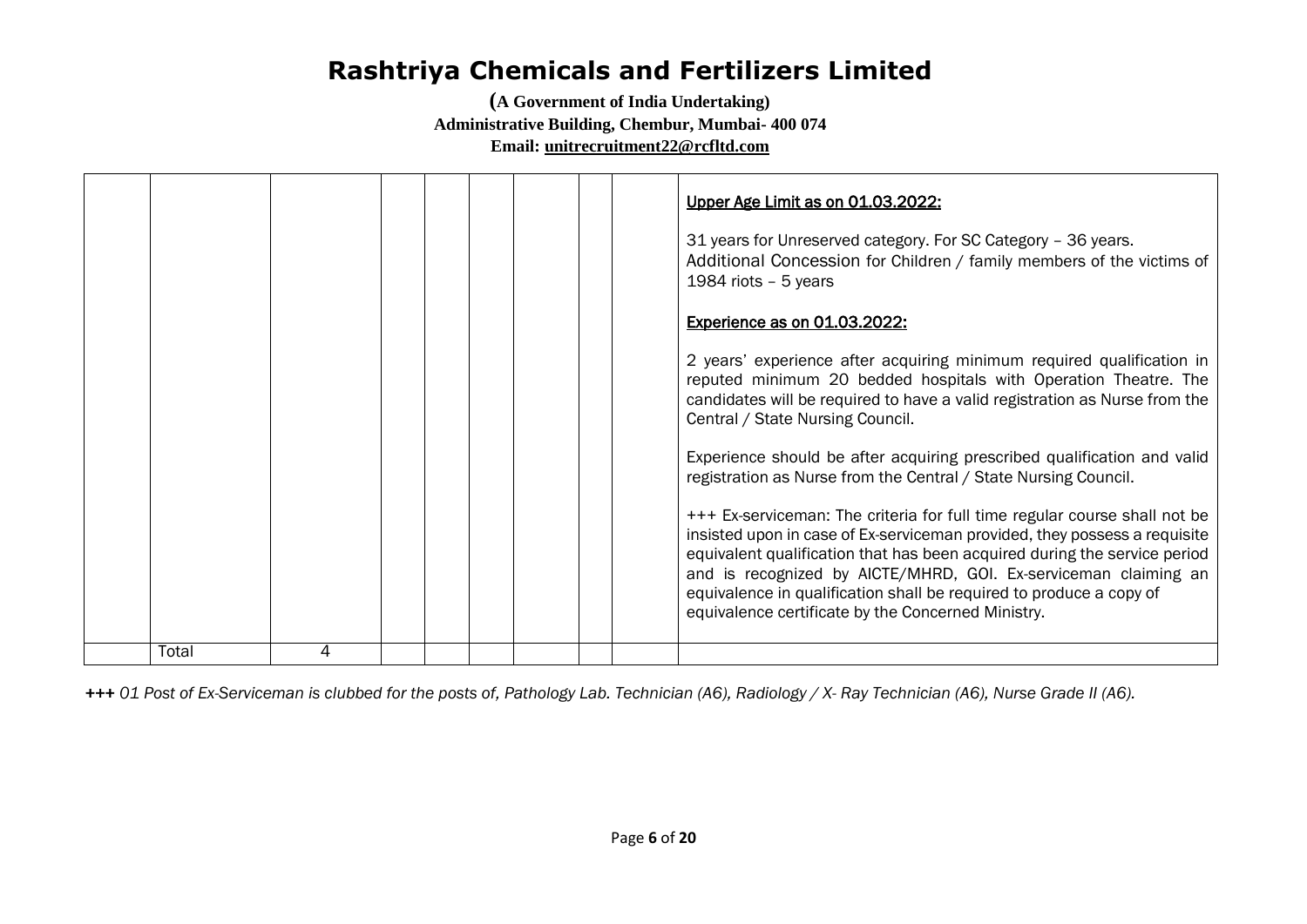# Rashtriya Chemicals and Fertilizers Limited

**(A Government of India Undertaking)**
**Administrative Building, Chembur, Mumbai- 400 074**
**Email: unitrecruitment22@rcfltd.com**

| | | | | | | | | | |
|---|---|---|---|---|---|---|---|---|---|
| | | | | | | | | | Upper Age Limit as on 01.03.2022:<br><br>31 years for Unreserved category. For SC Category – 36 years. Additional Concession for Children / family members of the victims of 1984 riots – 5 years<br><br>Experience as on 01.03.2022:<br><br>2 years' experience after acquiring minimum required qualification in reputed minimum 20 bedded hospitals with Operation Theatre. The candidates will be required to have a valid registration as Nurse from the Central / State Nursing Council.<br><br>Experience should be after acquiring prescribed qualification and valid registration as Nurse from the Central / State Nursing Council.<br><br>+++ Ex-serviceman: The criteria for full time regular course shall not be insisted upon in case of Ex-serviceman provided, they possess a requisite equivalent qualification that has been acquired during the service period and is recognized by AICTE/MHRD, GOI. Ex-serviceman claiming an equivalence in qualification shall be required to produce a copy of equivalence certificate by the Concerned Ministry. |
| | Total | 4 | | | | | | | |

***+++** 01 Post of Ex-Serviceman is clubbed for the posts of, Pathology Lab. Technician (A6), Radiology / X- Ray Technician (A6), Nurse Grade II (A6).*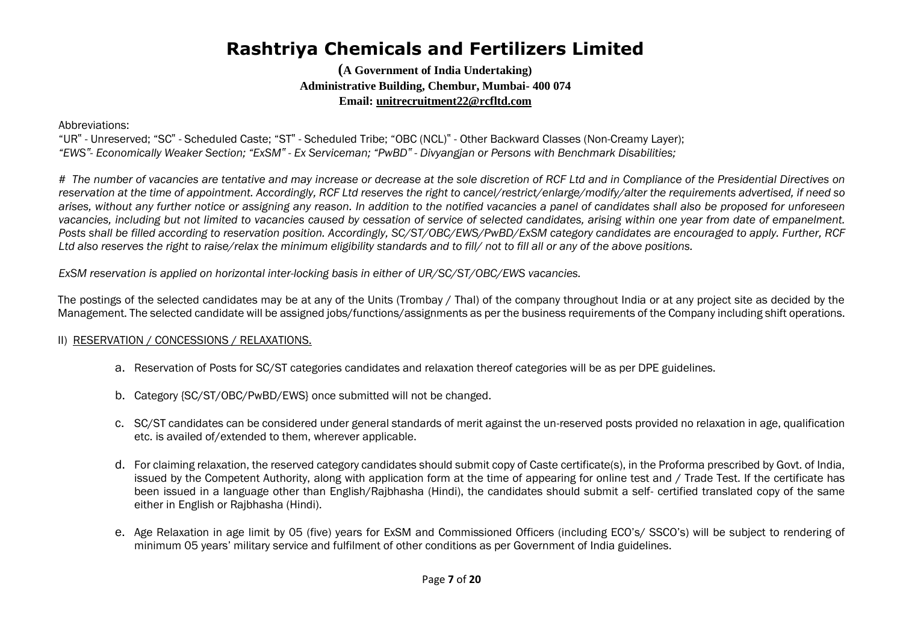# Rashtriya Chemicals and Fertilizers Limited

**(A Government of India Undertaking)**
**Administrative Building, Chembur, Mumbai- 400 074**
**Email: unitrecruitment22@rcfltd.com**

Abbreviations:
"UR" - Unreserved; "SC" - Scheduled Caste; "ST" - Scheduled Tribe; "OBC (NCL)" - Other Backward Classes (Non-Creamy Layer);
*"EWS"- Economically Weaker Section; "ExSM" - Ex Serviceman; "PwBD" - Divyangjan or Persons with Benchmark Disabilities;*

*# The number of vacancies are tentative and may increase or decrease at the sole discretion of RCF Ltd and in Compliance of the Presidential Directives on reservation at the time of appointment. Accordingly, RCF Ltd reserves the right to cancel/restrict/enlarge/modify/alter the requirements advertised, if need so arises, without any further notice or assigning any reason. In addition to the notified vacancies a panel of candidates shall also be proposed for unforeseen vacancies, including but not limited to vacancies caused by cessation of service of selected candidates, arising within one year from date of empanelment. Posts shall be filled according to reservation position. Accordingly, SC/ST/OBC/EWS/PwBD/ExSM category candidates are encouraged to apply. Further, RCF Ltd also reserves the right to raise/relax the minimum eligibility standards and to fill/ not to fill all or any of the above positions.*

*ExSM reservation is applied on horizontal inter-locking basis in either of UR/SC/ST/OBC/EWS vacancies.*

The postings of the selected candidates may be at any of the Units (Trombay / Thal) of the company throughout India or at any project site as decided by the Management. The selected candidate will be assigned jobs/functions/assignments as per the business requirements of the Company including shift operations.

II) RESERVATION / CONCESSIONS / RELAXATIONS.

a. Reservation of Posts for SC/ST categories candidates and relaxation thereof categories will be as per DPE guidelines.

b. Category {SC/ST/OBC/PwBD/EWS} once submitted will not be changed.

c. SC/ST candidates can be considered under general standards of merit against the un-reserved posts provided no relaxation in age, qualification etc. is availed of/extended to them, wherever applicable.

d. For claiming relaxation, the reserved category candidates should submit copy of Caste certificate(s), in the Proforma prescribed by Govt. of India, issued by the Competent Authority, along with application form at the time of appearing for online test and / Trade Test. If the certificate has been issued in a language other than English/Rajbhasha (Hindi), the candidates should submit a self- certified translated copy of the same either in English or Rajbhasha (Hindi).

e. Age Relaxation in age limit by 05 (five) years for ExSM and Commissioned Officers (including ECO's/ SSCO's) will be subject to rendering of minimum 05 years' military service and fulfilment of other conditions as per Government of India guidelines.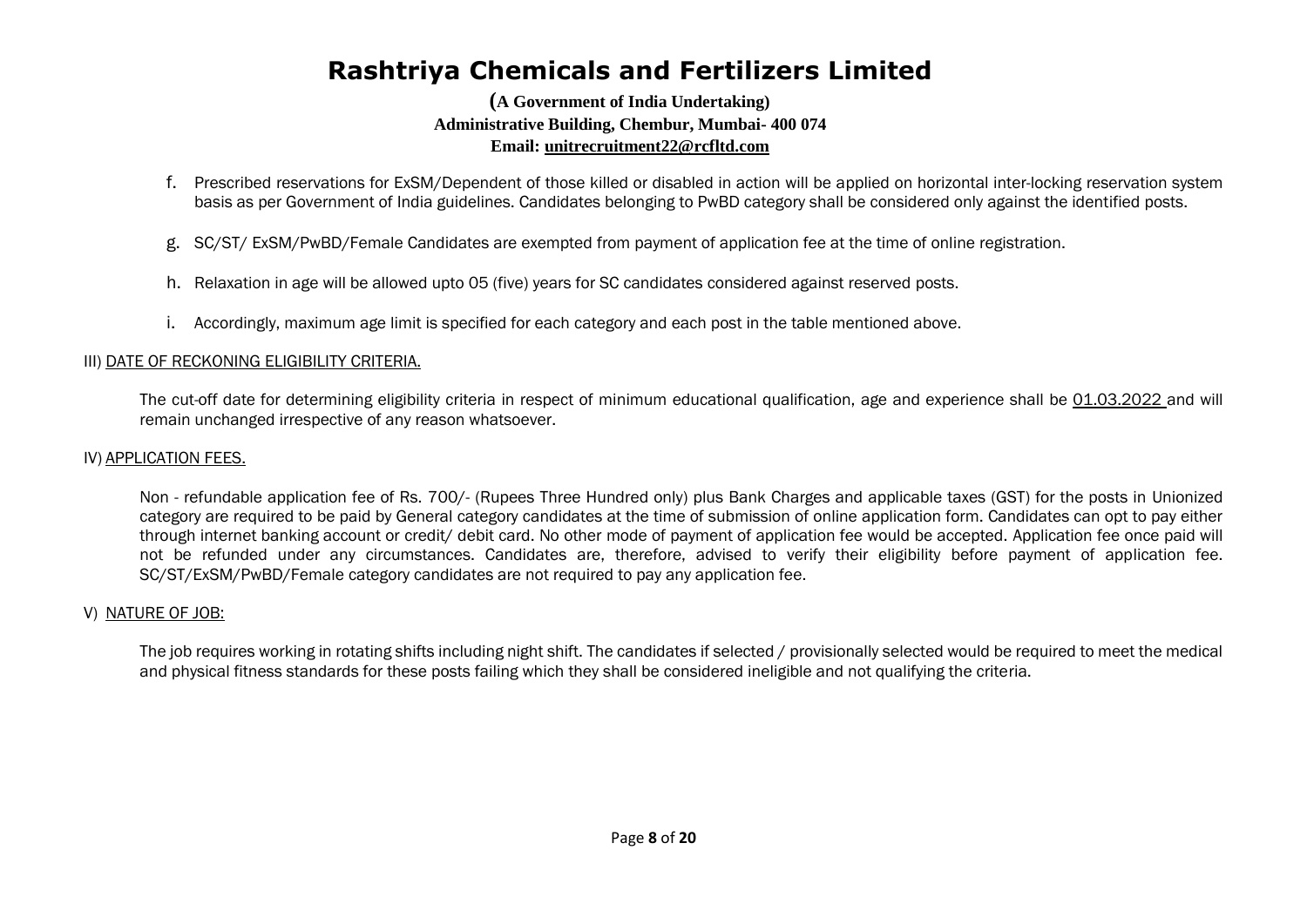f. Prescribed reservations for ExSM/Dependent of those killed or disabled in action will be applied on horizontal inter-locking reservation system basis as per Government of India guidelines. Candidates belonging to PwBD category shall be considered only against the identified posts.

g. SC/ST/ ExSM/PwBD/Female Candidates are exempted from payment of application fee at the time of online registration.

h. Relaxation in age will be allowed upto 05 (five) years for SC candidates considered against reserved posts.

i. Accordingly, maximum age limit is specified for each category and each post in the table mentioned above.

III) DATE OF RECKONING ELIGIBILITY CRITERIA.

The cut-off date for determining eligibility criteria in respect of minimum educational qualification, age and experience shall be 01.03.2022 and will remain unchanged irrespective of any reason whatsoever.

IV) APPLICATION FEES.

Non - refundable application fee of Rs. 700/- (Rupees Three Hundred only) plus Bank Charges and applicable taxes (GST) for the posts in Unionized category are required to be paid by General category candidates at the time of submission of online application form. Candidates can opt to pay either through internet banking account or credit/ debit card. No other mode of payment of application fee would be accepted. Application fee once paid will not be refunded under any circumstances. Candidates are, therefore, advised to verify their eligibility before payment of application fee. SC/ST/ExSM/PwBD/Female category candidates are not required to pay any application fee.

V) NATURE OF JOB:

The job requires working in rotating shifts including night shift. The candidates if selected / provisionally selected would be required to meet the medical and physical fitness standards for these posts failing which they shall be considered ineligible and not qualifying the criteria.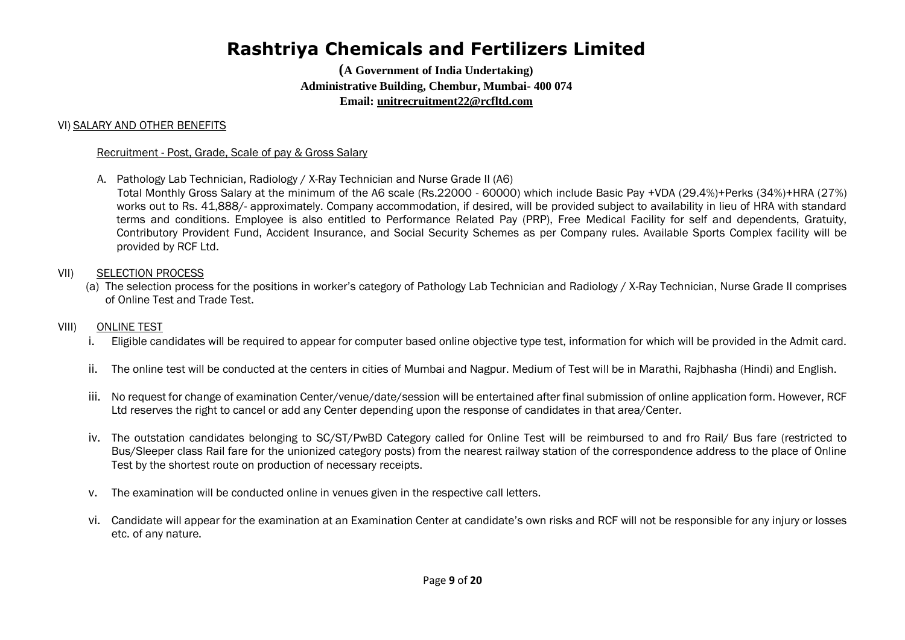# Rashtriya Chemicals and Fertilizers Limited

**(A Government of India Undertaking)**
**Administrative Building, Chembur, Mumbai- 400 074**
**Email: unitrecruitment22@rcfltd.com**

VI) SALARY AND OTHER BENEFITS

Recruitment - Post, Grade, Scale of pay & Gross Salary

A. Pathology Lab Technician, Radiology / X-Ray Technician and Nurse Grade II (A6)
Total Monthly Gross Salary at the minimum of the A6 scale (Rs.22000 - 60000) which include Basic Pay +VDA (29.4%)+Perks (34%)+HRA (27%) works out to Rs. 41,888/- approximately. Company accommodation, if desired, will be provided subject to availability in lieu of HRA with standard terms and conditions. Employee is also entitled to Performance Related Pay (PRP), Free Medical Facility for self and dependents, Gratuity, Contributory Provident Fund, Accident Insurance, and Social Security Schemes as per Company rules. Available Sports Complex facility will be provided by RCF Ltd.

VII) SELECTION PROCESS

(a) The selection process for the positions in worker's category of Pathology Lab Technician and Radiology / X-Ray Technician, Nurse Grade II comprises of Online Test and Trade Test.

VIII) ONLINE TEST

i. Eligible candidates will be required to appear for computer based online objective type test, information for which will be provided in the Admit card.

ii. The online test will be conducted at the centers in cities of Mumbai and Nagpur. Medium of Test will be in Marathi, Rajbhasha (Hindi) and English.

iii. No request for change of examination Center/venue/date/session will be entertained after final submission of online application form. However, RCF Ltd reserves the right to cancel or add any Center depending upon the response of candidates in that area/Center.

iv. The outstation candidates belonging to SC/ST/PwBD Category called for Online Test will be reimbursed to and fro Rail/ Bus fare (restricted to Bus/Sleeper class Rail fare for the unionized category posts) from the nearest railway station of the correspondence address to the place of Online Test by the shortest route on production of necessary receipts.

v. The examination will be conducted online in venues given in the respective call letters.

vi. Candidate will appear for the examination at an Examination Center at candidate's own risks and RCF will not be responsible for any injury or losses etc. of any nature.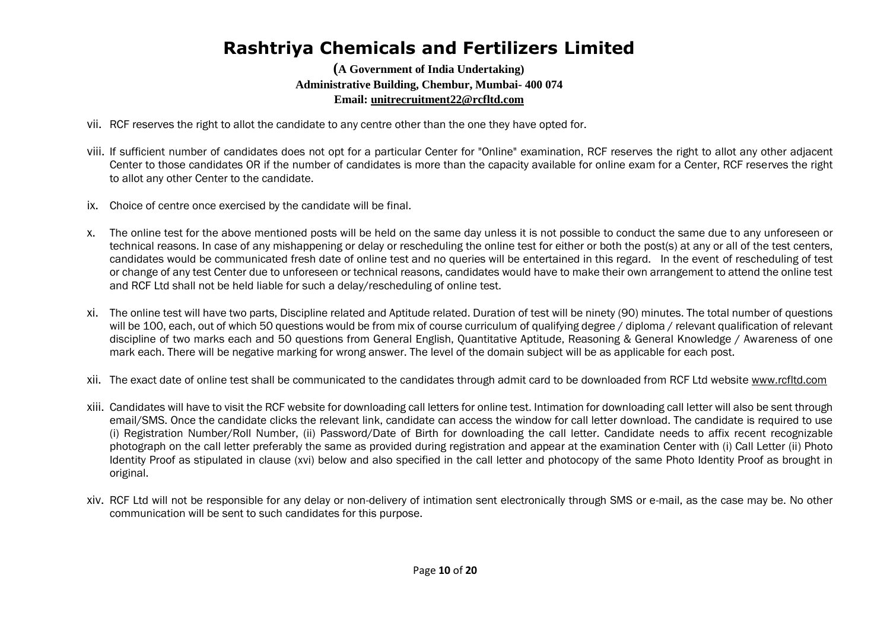vii. RCF reserves the right to allot the candidate to any centre other than the one they have opted for.

viii. If sufficient number of candidates does not opt for a particular Center for "Online" examination, RCF reserves the right to allot any other adjacent Center to those candidates OR if the number of candidates is more than the capacity available for online exam for a Center, RCF reserves the right to allot any other Center to the candidate.

ix. Choice of centre once exercised by the candidate will be final.

x. The online test for the above mentioned posts will be held on the same day unless it is not possible to conduct the same due to any unforeseen or technical reasons. In case of any mishappening or delay or rescheduling the online test for either or both the post(s) at any or all of the test centers, candidates would be communicated fresh date of online test and no queries will be entertained in this regard. In the event of rescheduling of test or change of any test Center due to unforeseen or technical reasons, candidates would have to make their own arrangement to attend the online test and RCF Ltd shall not be held liable for such a delay/rescheduling of online test.

xi. The online test will have two parts, Discipline related and Aptitude related. Duration of test will be ninety (90) minutes. The total number of questions will be 100, each, out of which 50 questions would be from mix of course curriculum of qualifying degree / diploma / relevant qualification of relevant discipline of two marks each and 50 questions from General English, Quantitative Aptitude, Reasoning & General Knowledge / Awareness of one mark each. There will be negative marking for wrong answer. The level of the domain subject will be as applicable for each post.

xii. The exact date of online test shall be communicated to the candidates through admit card to be downloaded from RCF Ltd website www.rcfltd.com

xiii. Candidates will have to visit the RCF website for downloading call letters for online test. Intimation for downloading call letter will also be sent through email/SMS. Once the candidate clicks the relevant link, candidate can access the window for call letter download. The candidate is required to use (i) Registration Number/Roll Number, (ii) Password/Date of Birth for downloading the call letter. Candidate needs to affix recent recognizable photograph on the call letter preferably the same as provided during registration and appear at the examination Center with (i) Call Letter (ii) Photo Identity Proof as stipulated in clause (xvi) below and also specified in the call letter and photocopy of the same Photo Identity Proof as brought in original.

xiv. RCF Ltd will not be responsible for any delay or non-delivery of intimation sent electronically through SMS or e-mail, as the case may be. No other communication will be sent to such candidates for this purpose.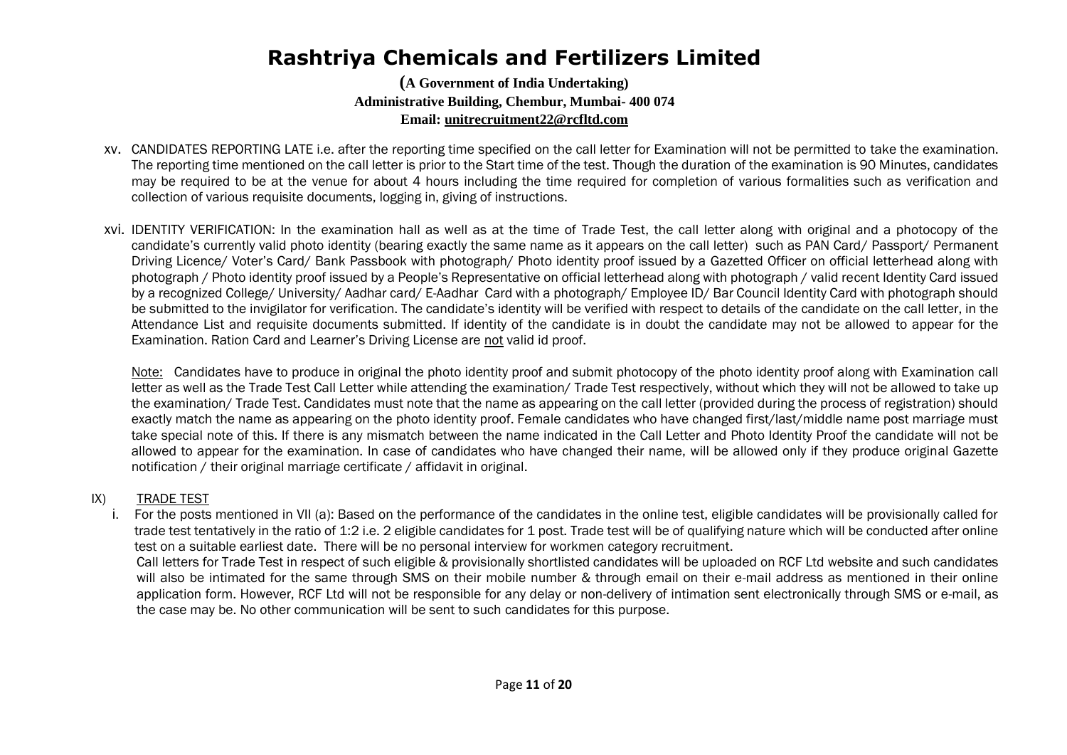# Rashtriya Chemicals and Fertilizers Limited

**(A Government of India Undertaking)**
**Administrative Building, Chembur, Mumbai- 400 074**
**Email: unitrecruitment22@rcfltd.com**

xv. CANDIDATES REPORTING LATE i.e. after the reporting time specified on the call letter for Examination will not be permitted to take the examination. The reporting time mentioned on the call letter is prior to the Start time of the test. Though the duration of the examination is 90 Minutes, candidates may be required to be at the venue for about 4 hours including the time required for completion of various formalities such as verification and collection of various requisite documents, logging in, giving of instructions.

xvi. IDENTITY VERIFICATION: In the examination hall as well as at the time of Trade Test, the call letter along with original and a photocopy of the candidate's currently valid photo identity (bearing exactly the same name as it appears on the call letter) such as PAN Card/ Passport/ Permanent Driving Licence/ Voter's Card/ Bank Passbook with photograph/ Photo identity proof issued by a Gazetted Officer on official letterhead along with photograph / Photo identity proof issued by a People's Representative on official letterhead along with photograph / valid recent Identity Card issued by a recognized College/ University/ Aadhar card/ E-Aadhar Card with a photograph/ Employee ID/ Bar Council Identity Card with photograph should be submitted to the invigilator for verification. The candidate's identity will be verified with respect to details of the candidate on the call letter, in the Attendance List and requisite documents submitted. If identity of the candidate is in doubt the candidate may not be allowed to appear for the Examination. Ration Card and Learner's Driving License are not valid id proof.

Note: Candidates have to produce in original the photo identity proof and submit photocopy of the photo identity proof along with Examination call letter as well as the Trade Test Call Letter while attending the examination/ Trade Test respectively, without which they will not be allowed to take up the examination/ Trade Test. Candidates must note that the name as appearing on the call letter (provided during the process of registration) should exactly match the name as appearing on the photo identity proof. Female candidates who have changed first/last/middle name post marriage must take special note of this. If there is any mismatch between the name indicated in the Call Letter and Photo Identity Proof the candidate will not be allowed to appear for the examination. In case of candidates who have changed their name, will be allowed only if they produce original Gazette notification / their original marriage certificate / affidavit in original.

IX) TRADE TEST

i. For the posts mentioned in VII (a): Based on the performance of the candidates in the online test, eligible candidates will be provisionally called for trade test tentatively in the ratio of 1:2 i.e. 2 eligible candidates for 1 post. Trade test will be of qualifying nature which will be conducted after online test on a suitable earliest date. There will be no personal interview for workmen category recruitment.
Call letters for Trade Test in respect of such eligible & provisionally shortlisted candidates will be uploaded on RCF Ltd website and such candidates will also be intimated for the same through SMS on their mobile number & through email on their e-mail address as mentioned in their online application form. However, RCF Ltd will not be responsible for any delay or non-delivery of intimation sent electronically through SMS or e-mail, as the case may be. No other communication will be sent to such candidates for this purpose.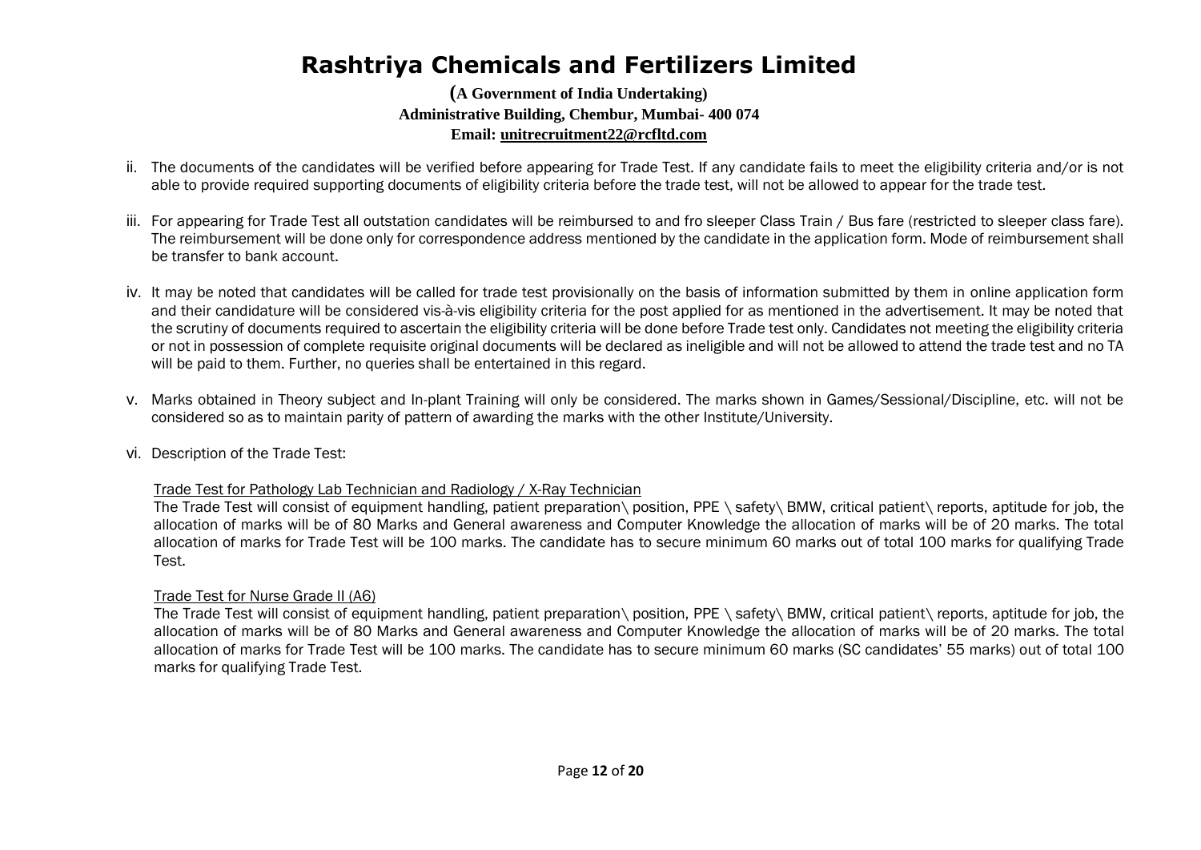# Rashtriya Chemicals and Fertilizers Limited

**(A Government of India Undertaking)**
**Administrative Building, Chembur, Mumbai- 400 074**
**Email: unitrecruitment22@rcfltd.com**

ii. The documents of the candidates will be verified before appearing for Trade Test. If any candidate fails to meet the eligibility criteria and/or is not able to provide required supporting documents of eligibility criteria before the trade test, will not be allowed to appear for the trade test.

iii. For appearing for Trade Test all outstation candidates will be reimbursed to and fro sleeper Class Train / Bus fare (restricted to sleeper class fare). The reimbursement will be done only for correspondence address mentioned by the candidate in the application form. Mode of reimbursement shall be transfer to bank account.

iv. It may be noted that candidates will be called for trade test provisionally on the basis of information submitted by them in online application form and their candidature will be considered vis-à-vis eligibility criteria for the post applied for as mentioned in the advertisement. It may be noted that the scrutiny of documents required to ascertain the eligibility criteria will be done before Trade test only. Candidates not meeting the eligibility criteria or not in possession of complete requisite original documents will be declared as ineligible and will not be allowed to attend the trade test and no TA will be paid to them. Further, no queries shall be entertained in this regard.

v. Marks obtained in Theory subject and In-plant Training will only be considered. The marks shown in Games/Sessional/Discipline, etc. will not be considered so as to maintain parity of pattern of awarding the marks with the other Institute/University.

vi. Description of the Trade Test:

<u>Trade Test for Pathology Lab Technician and Radiology / X-Ray Technician</u>

The Trade Test will consist of equipment handling, patient preparation\ position, PPE \ safety\ BMW, critical patient\ reports, aptitude for job, the allocation of marks will be of 80 Marks and General awareness and Computer Knowledge the allocation of marks will be of 20 marks. The total allocation of marks for Trade Test will be 100 marks. The candidate has to secure minimum 60 marks out of total 100 marks for qualifying Trade Test.

<u>Trade Test for Nurse Grade II (A6)</u>

The Trade Test will consist of equipment handling, patient preparation\ position, PPE \ safety\ BMW, critical patient\ reports, aptitude for job, the allocation of marks will be of 80 Marks and General awareness and Computer Knowledge the allocation of marks will be of 20 marks. The total allocation of marks for Trade Test will be 100 marks. The candidate has to secure minimum 60 marks (SC candidates' 55 marks) out of total 100 marks for qualifying Trade Test.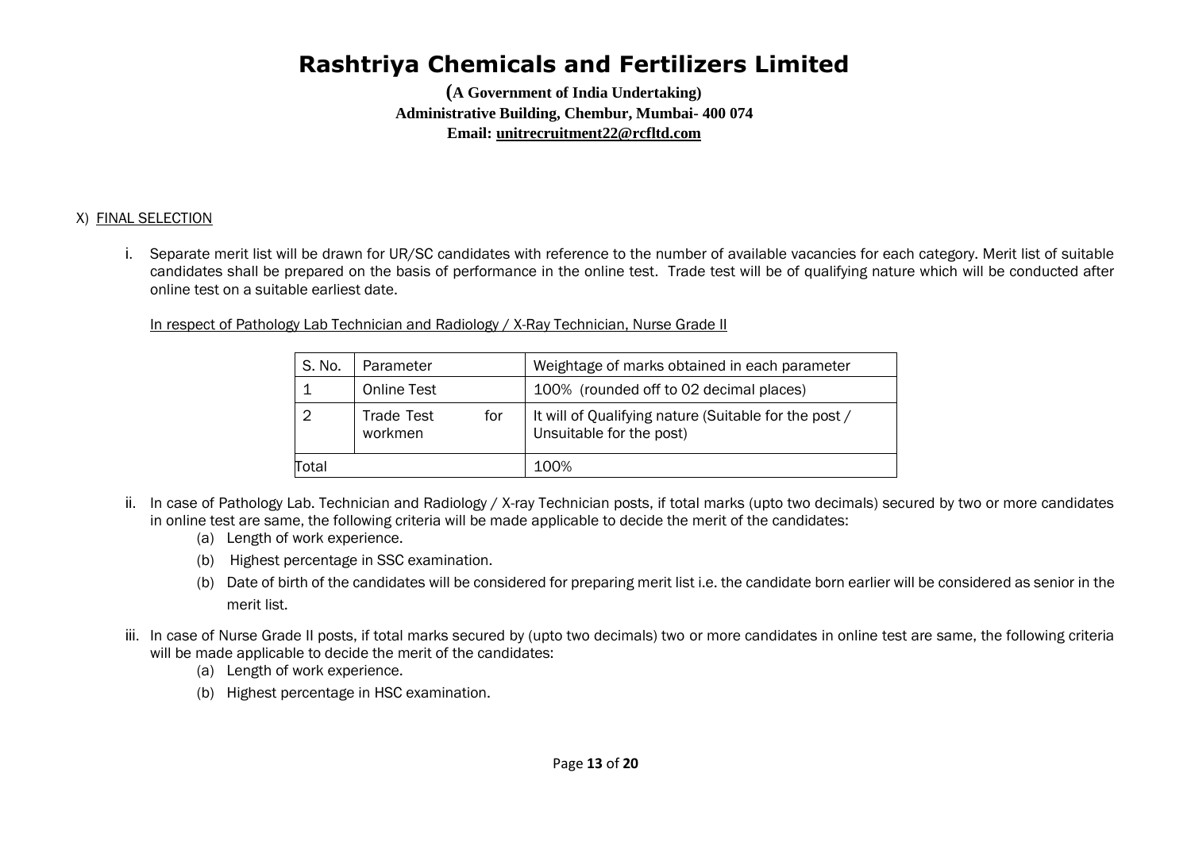# Rashtriya Chemicals and Fertilizers Limited

**(A Government of India Undertaking)**
**Administrative Building, Chembur, Mumbai- 400 074**
**Email: unitrecruitment22@rcfltd.com**

X) FINAL SELECTION

i. Separate merit list will be drawn for UR/SC candidates with reference to the number of available vacancies for each category. Merit list of suitable candidates shall be prepared on the basis of performance in the online test. Trade test will be of qualifying nature which will be conducted after online test on a suitable earliest date.

In respect of Pathology Lab Technician and Radiology / X-Ray Technician, Nurse Grade II

| S. No. | Parameter | Weightage of marks obtained in each parameter |
|---|---|---|
| 1 | Online Test | 100% (rounded off to 02 decimal places) |
| 2 | Trade Test for workmen | It will of Qualifying nature (Suitable for the post / Unsuitable for the post) |
| Total | | 100% |

ii. In case of Pathology Lab. Technician and Radiology / X-ray Technician posts, if total marks (upto two decimals) secured by two or more candidates in online test are same, the following criteria will be made applicable to decide the merit of the candidates:
   - (a) Length of work experience.
   - (b) Highest percentage in SSC examination.
   - (b) Date of birth of the candidates will be considered for preparing merit list i.e. the candidate born earlier will be considered as senior in the merit list.

iii. In case of Nurse Grade II posts, if total marks secured by (upto two decimals) two or more candidates in online test are same, the following criteria will be made applicable to decide the merit of the candidates:
   - (a) Length of work experience.
   - (b) Highest percentage in HSC examination.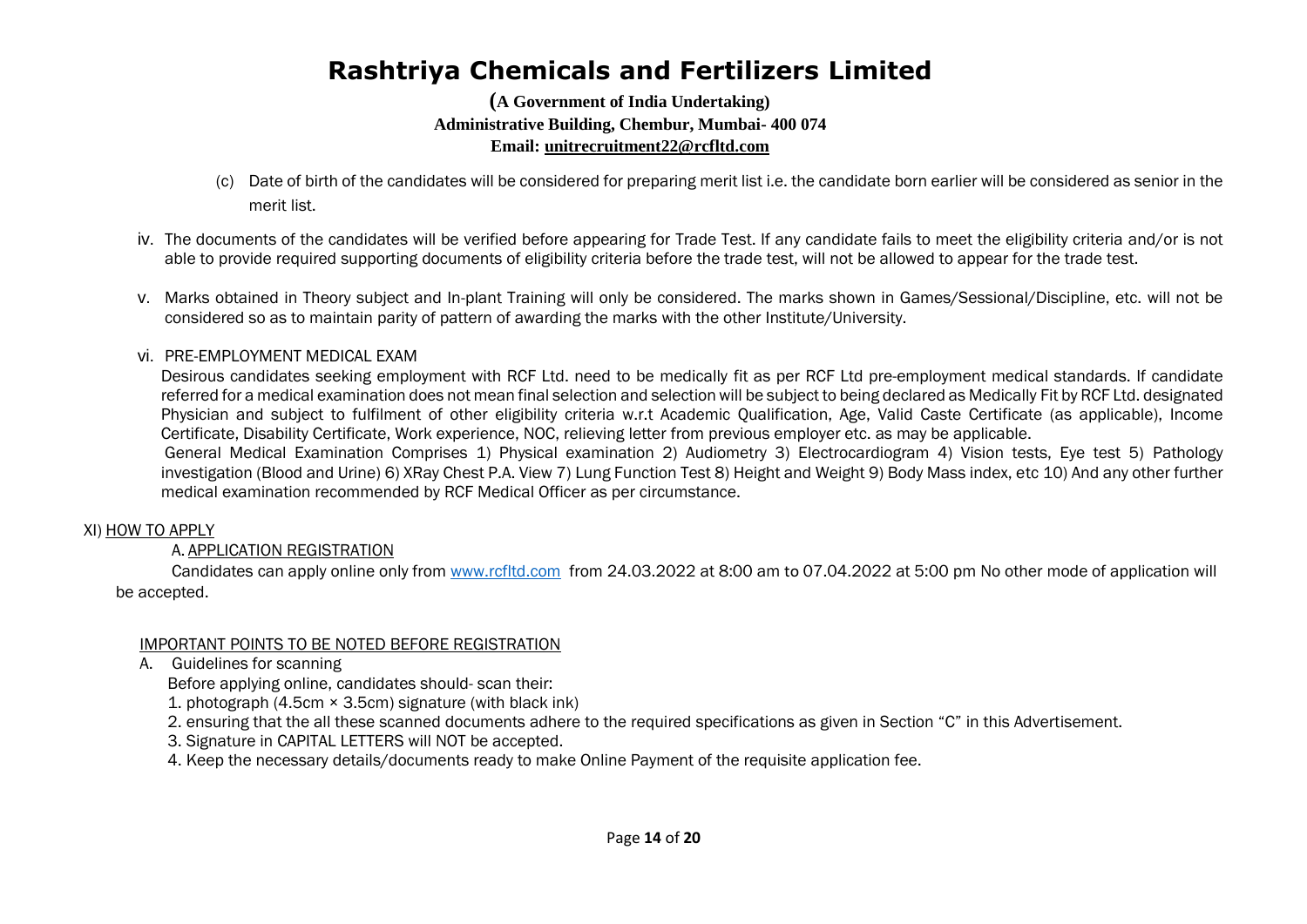# Rashtriya Chemicals and Fertilizers Limited

**(A Government of India Undertaking)**
**Administrative Building, Chembur, Mumbai- 400 074**
**Email: unitrecruitment22@rcfltd.com**

(c) Date of birth of the candidates will be considered for preparing merit list i.e. the candidate born earlier will be considered as senior in the merit list.

iv. The documents of the candidates will be verified before appearing for Trade Test. If any candidate fails to meet the eligibility criteria and/or is not able to provide required supporting documents of eligibility criteria before the trade test, will not be allowed to appear for the trade test.

v. Marks obtained in Theory subject and In-plant Training will only be considered. The marks shown in Games/Sessional/Discipline, etc. will not be considered so as to maintain parity of pattern of awarding the marks with the other Institute/University.

vi. PRE-EMPLOYMENT MEDICAL EXAM

Desirous candidates seeking employment with RCF Ltd. need to be medically fit as per RCF Ltd pre-employment medical standards. If candidate referred for a medical examination does not mean final selection and selection will be subject to being declared as Medically Fit by RCF Ltd. designated Physician and subject to fulfilment of other eligibility criteria w.r.t Academic Qualification, Age, Valid Caste Certificate (as applicable), Income Certificate, Disability Certificate, Work experience, NOC, relieving letter from previous employer etc. as may be applicable.

General Medical Examination Comprises 1) Physical examination 2) Audiometry 3) Electrocardiogram 4) Vision tests, Eye test 5) Pathology investigation (Blood and Urine) 6) XRay Chest P.A. View 7) Lung Function Test 8) Height and Weight 9) Body Mass index, etc 10) And any other further medical examination recommended by RCF Medical Officer as per circumstance.

XI) HOW TO APPLY

A. APPLICATION REGISTRATION

Candidates can apply online only from www.rcfltd.com from 24.03.2022 at 8:00 am to 07.04.2022 at 5:00 pm No other mode of application will be accepted.

IMPORTANT POINTS TO BE NOTED BEFORE REGISTRATION

A. Guidelines for scanning

Before applying online, candidates should- scan their:

1. photograph (4.5cm × 3.5cm) signature (with black ink)
2. ensuring that the all these scanned documents adhere to the required specifications as given in Section "C" in this Advertisement.
3. Signature in CAPITAL LETTERS will NOT be accepted.
4. Keep the necessary details/documents ready to make Online Payment of the requisite application fee.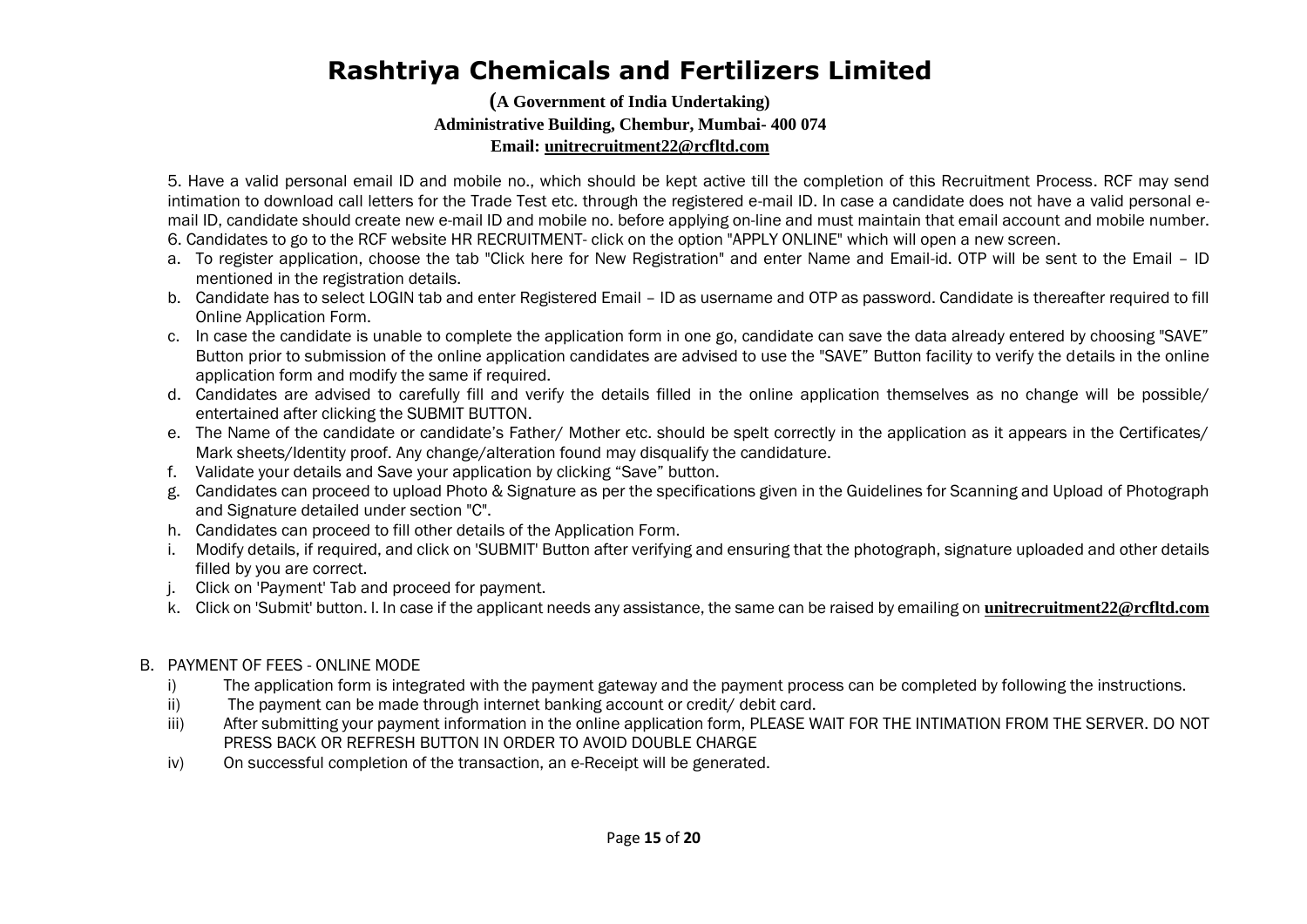# Rashtriya Chemicals and Fertilizers Limited

**(A Government of India Undertaking)**
**Administrative Building, Chembur, Mumbai- 400 074**
**Email: unitrecruitment22@rcfltd.com**

5. Have a valid personal email ID and mobile no., which should be kept active till the completion of this Recruitment Process. RCF may send intimation to download call letters for the Trade Test etc. through the registered e-mail ID. In case a candidate does not have a valid personal e-mail ID, candidate should create new e-mail ID and mobile no. before applying on-line and must maintain that email account and mobile number.
6. Candidates to go to the RCF website HR RECRUITMENT- click on the option "APPLY ONLINE" which will open a new screen.

a. To register application, choose the tab "Click here for New Registration" and enter Name and Email-id. OTP will be sent to the Email – ID mentioned in the registration details.
b. Candidate has to select LOGIN tab and enter Registered Email – ID as username and OTP as password. Candidate is thereafter required to fill Online Application Form.
c. In case the candidate is unable to complete the application form in one go, candidate can save the data already entered by choosing "SAVE" Button prior to submission of the online application candidates are advised to use the "SAVE" Button facility to verify the details in the online application form and modify the same if required.
d. Candidates are advised to carefully fill and verify the details filled in the online application themselves as no change will be possible/ entertained after clicking the SUBMIT BUTTON.
e. The Name of the candidate or candidate's Father/ Mother etc. should be spelt correctly in the application as it appears in the Certificates/ Mark sheets/Identity proof. Any change/alteration found may disqualify the candidature.
f. Validate your details and Save your application by clicking "Save" button.
g. Candidates can proceed to upload Photo & Signature as per the specifications given in the Guidelines for Scanning and Upload of Photograph and Signature detailed under section "C".
h. Candidates can proceed to fill other details of the Application Form.
i. Modify details, if required, and click on 'SUBMIT' Button after verifying and ensuring that the photograph, signature uploaded and other details filled by you are correct.
j. Click on 'Payment' Tab and proceed for payment.
k. Click on 'Submit' button. l. In case if the applicant needs any assistance, the same can be raised by emailing on **unitrecruitment22@rcfltd.com**

B. PAYMENT OF FEES - ONLINE MODE

i) The application form is integrated with the payment gateway and the payment process can be completed by following the instructions.
ii) The payment can be made through internet banking account or credit/ debit card.
iii) After submitting your payment information in the online application form, PLEASE WAIT FOR THE INTIMATION FROM THE SERVER. DO NOT PRESS BACK OR REFRESH BUTTON IN ORDER TO AVOID DOUBLE CHARGE
iv) On successful completion of the transaction, an e-Receipt will be generated.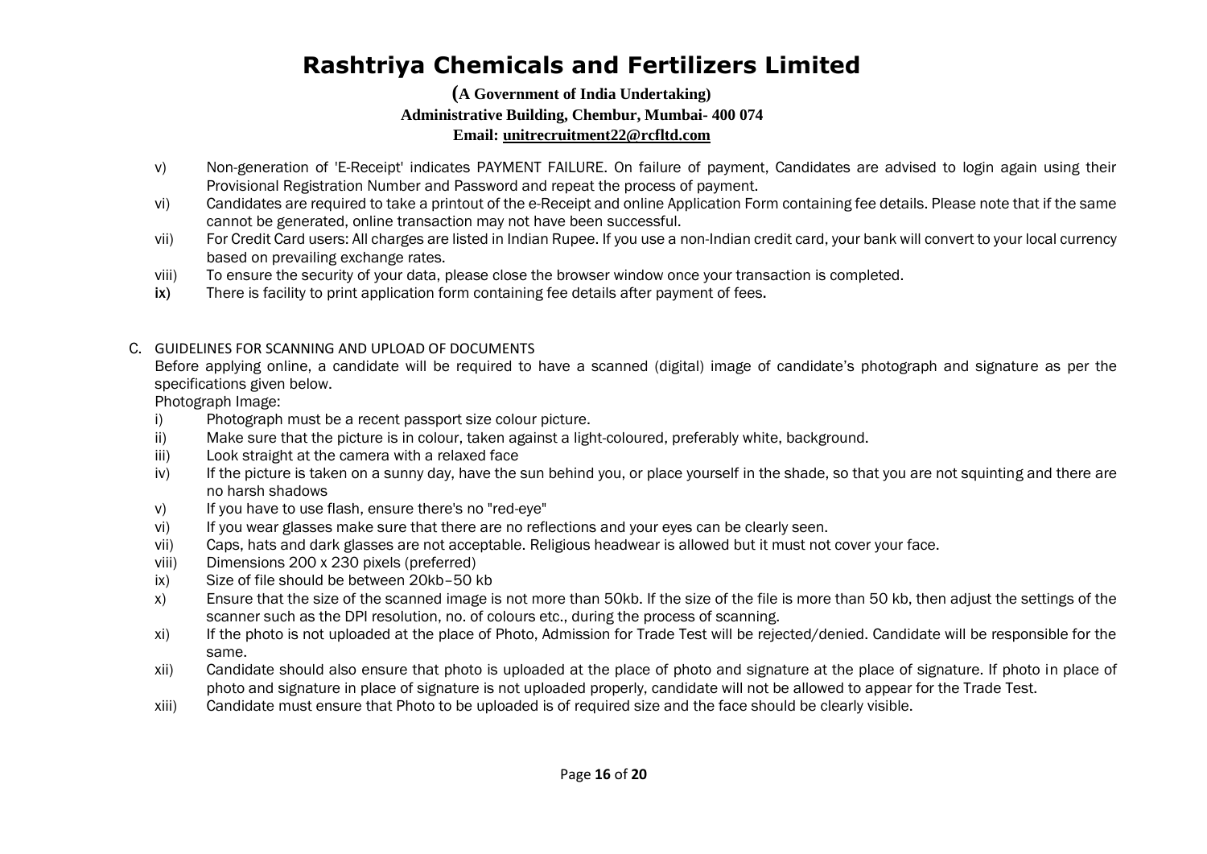v) Non-generation of 'E-Receipt' indicates PAYMENT FAILURE. On failure of payment, Candidates are advised to login again using their Provisional Registration Number and Password and repeat the process of payment.

vi) Candidates are required to take a printout of the e-Receipt and online Application Form containing fee details. Please note that if the same cannot be generated, online transaction may not have been successful.

vii) For Credit Card users: All charges are listed in Indian Rupee. If you use a non-Indian credit card, your bank will convert to your local currency based on prevailing exchange rates.

viii) To ensure the security of your data, please close the browser window once your transaction is completed.

**ix)** There is facility to print application form containing fee details after payment of fees.

C. GUIDELINES FOR SCANNING AND UPLOAD OF DOCUMENTS

Before applying online, a candidate will be required to have a scanned (digital) image of candidate's photograph and signature as per the specifications given below.

Photograph Image:

i) Photograph must be a recent passport size colour picture.

ii) Make sure that the picture is in colour, taken against a light-coloured, preferably white, background.

iii) Look straight at the camera with a relaxed face

iv) If the picture is taken on a sunny day, have the sun behind you, or place yourself in the shade, so that you are not squinting and there are no harsh shadows

v) If you have to use flash, ensure there's no "red-eye"

vi) If you wear glasses make sure that there are no reflections and your eyes can be clearly seen.

vii) Caps, hats and dark glasses are not acceptable. Religious headwear is allowed but it must not cover your face.

viii) Dimensions 200 x 230 pixels (preferred)

ix) Size of file should be between 20kb–50 kb

x) Ensure that the size of the scanned image is not more than 50kb. If the size of the file is more than 50 kb, then adjust the settings of the scanner such as the DPI resolution, no. of colours etc., during the process of scanning.

xi) If the photo is not uploaded at the place of Photo, Admission for Trade Test will be rejected/denied. Candidate will be responsible for the same.

xii) Candidate should also ensure that photo is uploaded at the place of photo and signature at the place of signature. If photo in place of photo and signature in place of signature is not uploaded properly, candidate will not be allowed to appear for the Trade Test.

xiii) Candidate must ensure that Photo to be uploaded is of required size and the face should be clearly visible.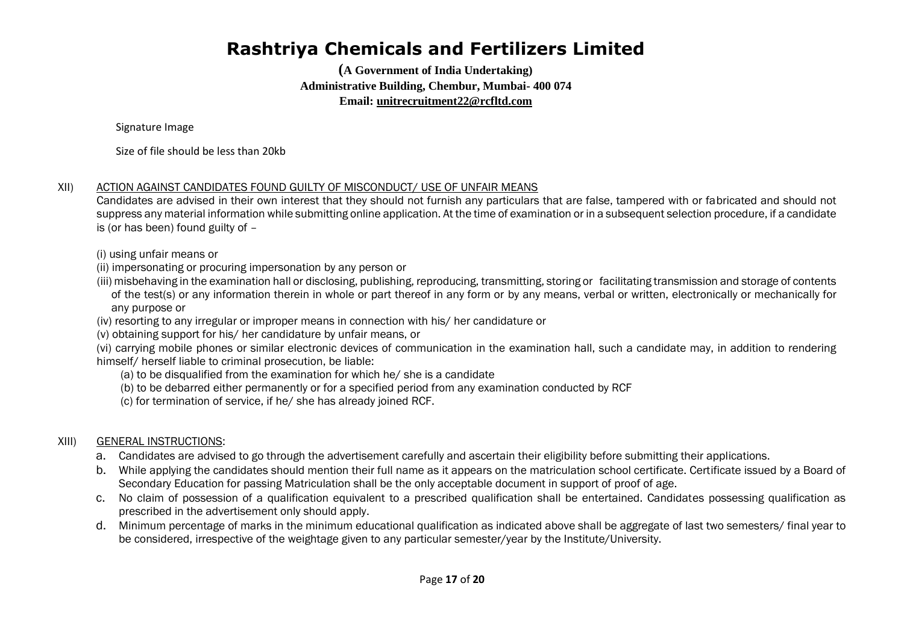# Rashtriya Chemicals and Fertilizers Limited

**(A Government of India Undertaking)**
**Administrative Building, Chembur, Mumbai- 400 074**
**Email: unitrecruitment22@rcfltd.com**

Signature Image

Size of file should be less than 20kb

XII) ACTION AGAINST CANDIDATES FOUND GUILTY OF MISCONDUCT/ USE OF UNFAIR MEANS

Candidates are advised in their own interest that they should not furnish any particulars that are false, tampered with or fabricated and should not suppress any material information while submitting online application. At the time of examination or in a subsequent selection procedure, if a candidate is (or has been) found guilty of –

(i) using unfair means or
(ii) impersonating or procuring impersonation by any person or
(iii) misbehaving in the examination hall or disclosing, publishing, reproducing, transmitting, storing or facilitating transmission and storage of contents of the test(s) or any information therein in whole or part thereof in any form or by any means, verbal or written, electronically or mechanically for any purpose or
(iv) resorting to any irregular or improper means in connection with his/ her candidature or
(v) obtaining support for his/ her candidature by unfair means, or
(vi) carrying mobile phones or similar electronic devices of communication in the examination hall, such a candidate may, in addition to rendering himself/ herself liable to criminal prosecution, be liable:
(a) to be disqualified from the examination for which he/ she is a candidate
(b) to be debarred either permanently or for a specified period from any examination conducted by RCF
(c) for termination of service, if he/ she has already joined RCF.

XIII) GENERAL INSTRUCTIONS:

a. Candidates are advised to go through the advertisement carefully and ascertain their eligibility before submitting their applications.
b. While applying the candidates should mention their full name as it appears on the matriculation school certificate. Certificate issued by a Board of Secondary Education for passing Matriculation shall be the only acceptable document in support of proof of age.
c. No claim of possession of a qualification equivalent to a prescribed qualification shall be entertained. Candidates possessing qualification as prescribed in the advertisement only should apply.
d. Minimum percentage of marks in the minimum educational qualification as indicated above shall be aggregate of last two semesters/ final year to be considered, irrespective of the weightage given to any particular semester/year by the Institute/University.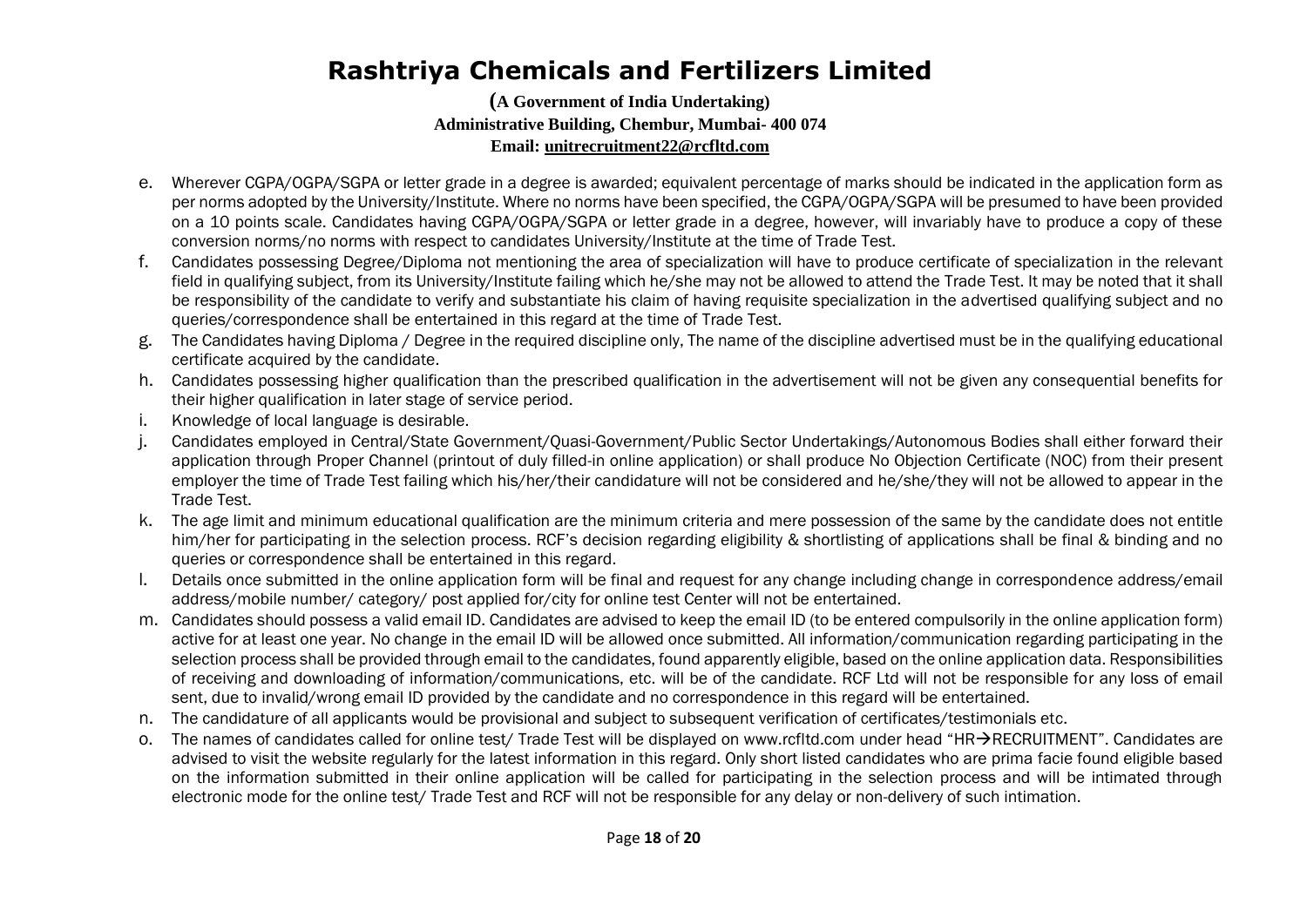# Rashtriya Chemicals and Fertilizers Limited

**(A Government of India Undertaking)**
**Administrative Building, Chembur, Mumbai- 400 074**
**Email: unitrecruitment22@rcfltd.com**

e. Wherever CGPA/OGPA/SGPA or letter grade in a degree is awarded; equivalent percentage of marks should be indicated in the application form as per norms adopted by the University/Institute. Where no norms have been specified, the CGPA/OGPA/SGPA will be presumed to have been provided on a 10 points scale. Candidates having CGPA/OGPA/SGPA or letter grade in a degree, however, will invariably have to produce a copy of these conversion norms/no norms with respect to candidates University/Institute at the time of Trade Test.

f. Candidates possessing Degree/Diploma not mentioning the area of specialization will have to produce certificate of specialization in the relevant field in qualifying subject, from its University/Institute failing which he/she may not be allowed to attend the Trade Test. It may be noted that it shall be responsibility of the candidate to verify and substantiate his claim of having requisite specialization in the advertised qualifying subject and no queries/correspondence shall be entertained in this regard at the time of Trade Test.

g. The Candidates having Diploma / Degree in the required discipline only, The name of the discipline advertised must be in the qualifying educational certificate acquired by the candidate.

h. Candidates possessing higher qualification than the prescribed qualification in the advertisement will not be given any consequential benefits for their higher qualification in later stage of service period.

i. Knowledge of local language is desirable.

j. Candidates employed in Central/State Government/Quasi-Government/Public Sector Undertakings/Autonomous Bodies shall either forward their application through Proper Channel (printout of duly filled-in online application) or shall produce No Objection Certificate (NOC) from their present employer the time of Trade Test failing which his/her/their candidature will not be considered and he/she/they will not be allowed to appear in the Trade Test.

k. The age limit and minimum educational qualification are the minimum criteria and mere possession of the same by the candidate does not entitle him/her for participating in the selection process. RCF's decision regarding eligibility & shortlisting of applications shall be final & binding and no queries or correspondence shall be entertained in this regard.

l. Details once submitted in the online application form will be final and request for any change including change in correspondence address/email address/mobile number/ category/ post applied for/city for online test Center will not be entertained.

m. Candidates should possess a valid email ID. Candidates are advised to keep the email ID (to be entered compulsorily in the online application form) active for at least one year. No change in the email ID will be allowed once submitted. All information/communication regarding participating in the selection process shall be provided through email to the candidates, found apparently eligible, based on the online application data. Responsibilities of receiving and downloading of information/communications, etc. will be of the candidate. RCF Ltd will not be responsible for any loss of email sent, due to invalid/wrong email ID provided by the candidate and no correspondence in this regard will be entertained.

n. The candidature of all applicants would be provisional and subject to subsequent verification of certificates/testimonials etc.

o. The names of candidates called for online test/ Trade Test will be displayed on www.rcfltd.com under head "HR→RECRUITMENT". Candidates are advised to visit the website regularly for the latest information in this regard. Only short listed candidates who are prima facie found eligible based on the information submitted in their online application will be called for participating in the selection process and will be intimated through electronic mode for the online test/ Trade Test and RCF will not be responsible for any delay or non-delivery of such intimation.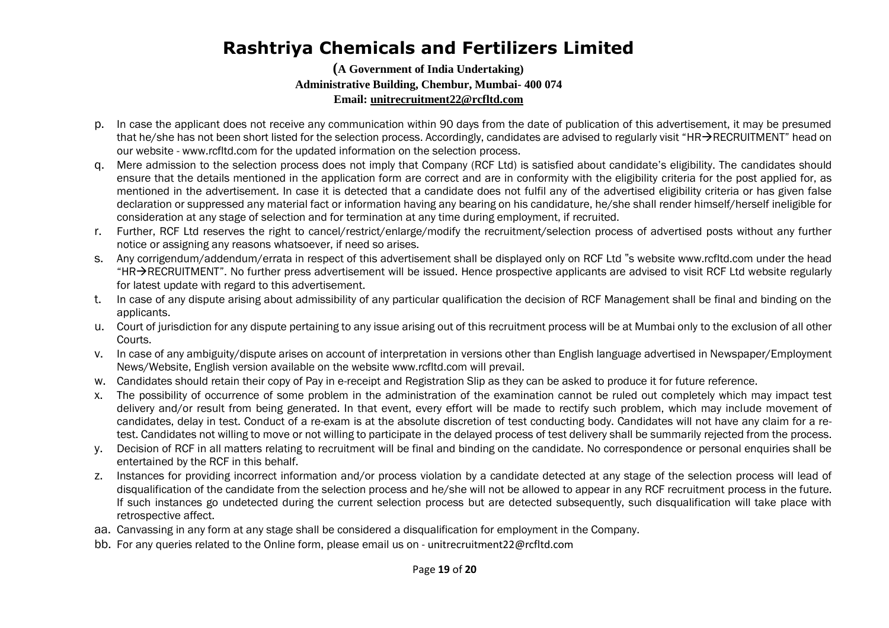# Rashtriya Chemicals and Fertilizers Limited

**(A Government of India Undertaking)**
**Administrative Building, Chembur, Mumbai- 400 074**
**Email: unitrecruitment22@rcfltd.com**

p. In case the applicant does not receive any communication within 90 days from the date of publication of this advertisement, it may be presumed that he/she has not been short listed for the selection process. Accordingly, candidates are advised to regularly visit "HR→RECRUITMENT" head on our website - www.rcfltd.com for the updated information on the selection process.

q. Mere admission to the selection process does not imply that Company (RCF Ltd) is satisfied about candidate's eligibility. The candidates should ensure that the details mentioned in the application form are correct and are in conformity with the eligibility criteria for the post applied for, as mentioned in the advertisement. In case it is detected that a candidate does not fulfil any of the advertised eligibility criteria or has given false declaration or suppressed any material fact or information having any bearing on his candidature, he/she shall render himself/herself ineligible for consideration at any stage of selection and for termination at any time during employment, if recruited.

r. Further, RCF Ltd reserves the right to cancel/restrict/enlarge/modify the recruitment/selection process of advertised posts without any further notice or assigning any reasons whatsoever, if need so arises.

s. Any corrigendum/addendum/errata in respect of this advertisement shall be displayed only on RCF Ltd "s website www.rcfltd.com under the head "HR→RECRUITMENT". No further press advertisement will be issued. Hence prospective applicants are advised to visit RCF Ltd website regularly for latest update with regard to this advertisement.

t. In case of any dispute arising about admissibility of any particular qualification the decision of RCF Management shall be final and binding on the applicants.

u. Court of jurisdiction for any dispute pertaining to any issue arising out of this recruitment process will be at Mumbai only to the exclusion of all other Courts.

v. In case of any ambiguity/dispute arises on account of interpretation in versions other than English language advertised in Newspaper/Employment News/Website, English version available on the website www.rcfltd.com will prevail.

w. Candidates should retain their copy of Pay in e-receipt and Registration Slip as they can be asked to produce it for future reference.

x. The possibility of occurrence of some problem in the administration of the examination cannot be ruled out completely which may impact test delivery and/or result from being generated. In that event, every effort will be made to rectify such problem, which may include movement of candidates, delay in test. Conduct of a re-exam is at the absolute discretion of test conducting body. Candidates will not have any claim for a re-test. Candidates not willing to move or not willing to participate in the delayed process of test delivery shall be summarily rejected from the process.

y. Decision of RCF in all matters relating to recruitment will be final and binding on the candidate. No correspondence or personal enquiries shall be entertained by the RCF in this behalf.

z. Instances for providing incorrect information and/or process violation by a candidate detected at any stage of the selection process will lead of disqualification of the candidate from the selection process and he/she will not be allowed to appear in any RCF recruitment process in the future. If such instances go undetected during the current selection process but are detected subsequently, such disqualification will take place with retrospective affect.

aa. Canvassing in any form at any stage shall be considered a disqualification for employment in the Company.

bb. For any queries related to the Online form, please email us on - unitrecruitment22@rcfltd.com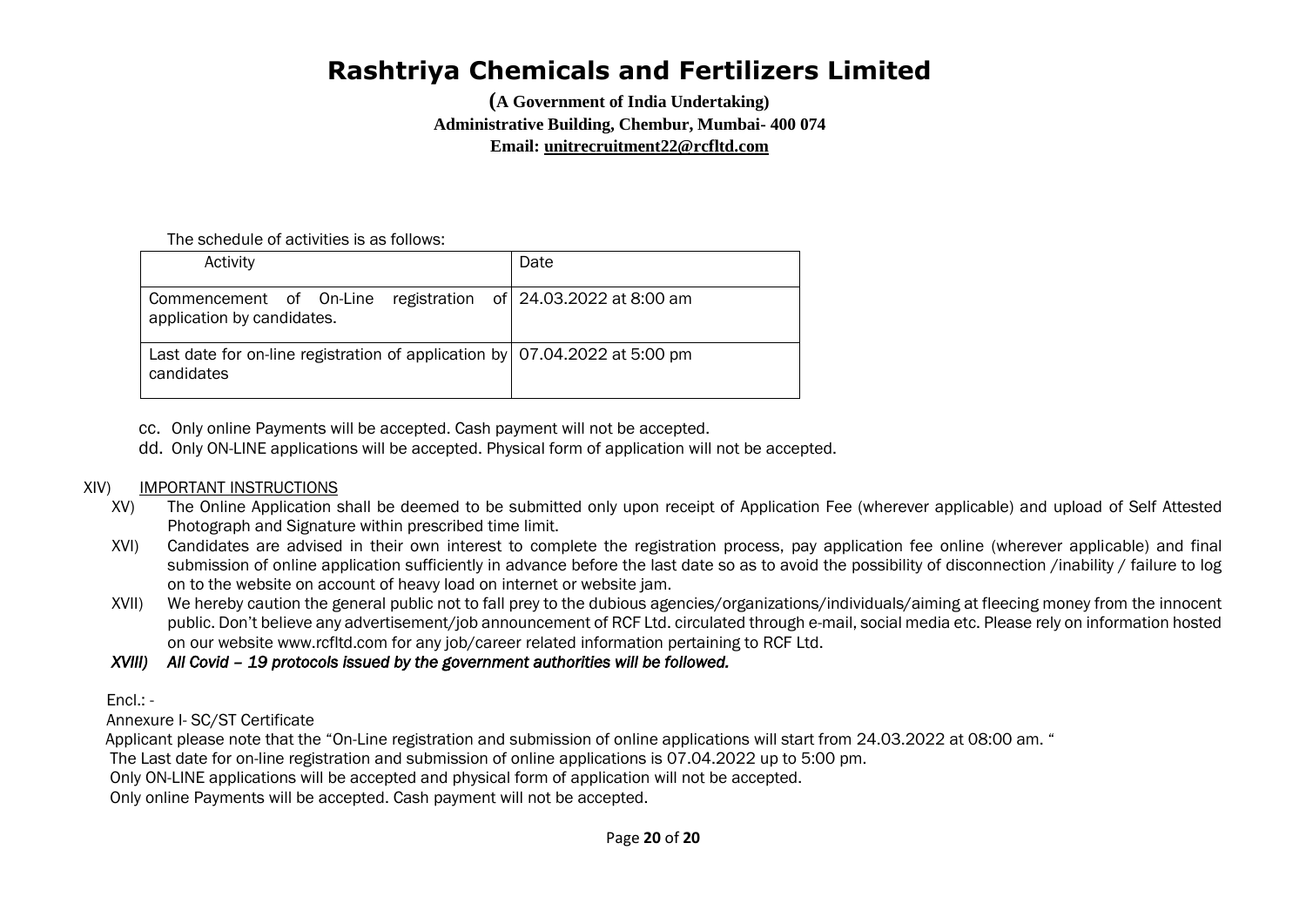# Rashtriya Chemicals and Fertilizers Limited

**(A Government of India Undertaking)**
**Administrative Building, Chembur, Mumbai- 400 074**
**Email: unitrecruitment22@rcfltd.com**

The schedule of activities is as follows:

| Activity | Date |
|---|---|
| Commencement of On-Line registration of application by candidates. | 24.03.2022 at 8:00 am |
| Last date for on-line registration of application by candidates | 07.04.2022 at 5:00 pm |

cc. Only online Payments will be accepted. Cash payment will not be accepted.

dd. Only ON-LINE applications will be accepted. Physical form of application will not be accepted.

XIV) IMPORTANT INSTRUCTIONS

XV) The Online Application shall be deemed to be submitted only upon receipt of Application Fee (wherever applicable) and upload of Self Attested Photograph and Signature within prescribed time limit.

XVI) Candidates are advised in their own interest to complete the registration process, pay application fee online (wherever applicable) and final submission of online application sufficiently in advance before the last date so as to avoid the possibility of disconnection /inability / failure to log on to the website on account of heavy load on internet or website jam.

XVII) We hereby caution the general public not to fall prey to the dubious agencies/organizations/individuals/aiming at fleecing money from the innocent public. Don't believe any advertisement/job announcement of RCF Ltd. circulated through e-mail, social media etc. Please rely on information hosted on our website www.rcfltd.com for any job/career related information pertaining to RCF Ltd.

*XVIII) All Covid – 19 protocols issued by the government authorities will be followed.*

Encl.: -

Annexure I- SC/ST Certificate

Applicant please note that the "On-Line registration and submission of online applications will start from 24.03.2022 at 08:00 am. "

The Last date for on-line registration and submission of online applications is 07.04.2022 up to 5:00 pm.

Only ON-LINE applications will be accepted and physical form of application will not be accepted.

Only online Payments will be accepted. Cash payment will not be accepted.